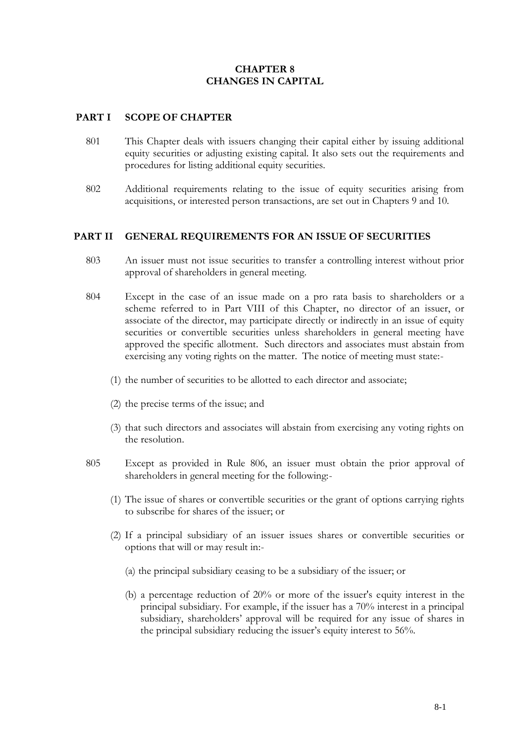# CHAPTER 8
# CHANGES IN CAPITAL

## PART I SCOPE OF CHAPTER

801 This Chapter deals with issuers changing their capital either by issuing additional equity securities or adjusting existing capital. It also sets out the requirements and procedures for listing additional equity securities.

802 Additional requirements relating to the issue of equity securities arising from acquisitions, or interested person transactions, are set out in Chapters 9 and 10.

## PART II GENERAL REQUIREMENTS FOR AN ISSUE OF SECURITIES

803 An issuer must not issue securities to transfer a controlling interest without prior approval of shareholders in general meeting.

804 Except in the case of an issue made on a pro rata basis to shareholders or a scheme referred to in Part VIII of this Chapter, no director of an issuer, or associate of the director, may participate directly or indirectly in an issue of equity securities or convertible securities unless shareholders in general meeting have approved the specific allotment. Such directors and associates must abstain from exercising any voting rights on the matter. The notice of meeting must state:-

(1) the number of securities to be allotted to each director and associate;

(2) the precise terms of the issue; and

(3) that such directors and associates will abstain from exercising any voting rights on the resolution.

805 Except as provided in Rule 806, an issuer must obtain the prior approval of shareholders in general meeting for the following:-

(1) The issue of shares or convertible securities or the grant of options carrying rights to subscribe for shares of the issuer; or

(2) If a principal subsidiary of an issuer issues shares or convertible securities or options that will or may result in:-

(a) the principal subsidiary ceasing to be a subsidiary of the issuer; or

(b) a percentage reduction of 20% or more of the issuer's equity interest in the principal subsidiary. For example, if the issuer has a 70% interest in a principal subsidiary, shareholders' approval will be required for any issue of shares in the principal subsidiary reducing the issuer's equity interest to 56%.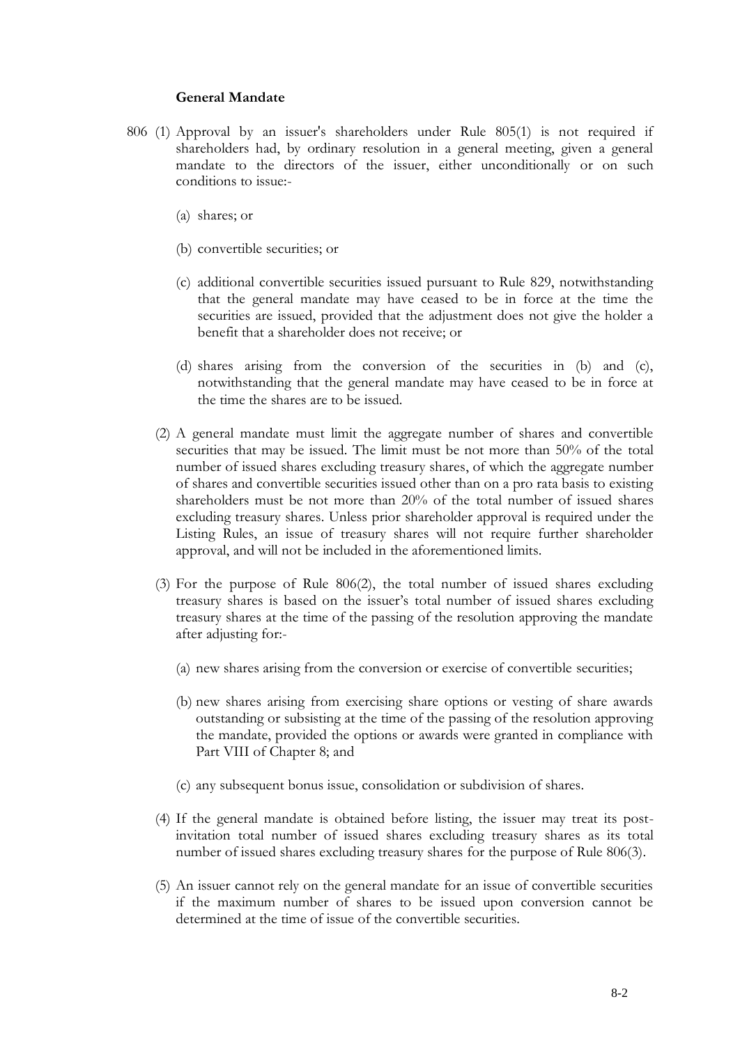**General Mandate**

806 (1) Approval by an issuer's shareholders under Rule 805(1) is not required if shareholders had, by ordinary resolution in a general meeting, given a general mandate to the directors of the issuer, either unconditionally or on such conditions to issue:-

(a) shares; or

(b) convertible securities; or

(c) additional convertible securities issued pursuant to Rule 829, notwithstanding that the general mandate may have ceased to be in force at the time the securities are issued, provided that the adjustment does not give the holder a benefit that a shareholder does not receive; or

(d) shares arising from the conversion of the securities in (b) and (c), notwithstanding that the general mandate may have ceased to be in force at the time the shares are to be issued.

(2) A general mandate must limit the aggregate number of shares and convertible securities that may be issued. The limit must be not more than 50% of the total number of issued shares excluding treasury shares, of which the aggregate number of shares and convertible securities issued other than on a pro rata basis to existing shareholders must be not more than 20% of the total number of issued shares excluding treasury shares. Unless prior shareholder approval is required under the Listing Rules, an issue of treasury shares will not require further shareholder approval, and will not be included in the aforementioned limits.

(3) For the purpose of Rule 806(2), the total number of issued shares excluding treasury shares is based on the issuer's total number of issued shares excluding treasury shares at the time of the passing of the resolution approving the mandate after adjusting for:-

(a) new shares arising from the conversion or exercise of convertible securities;

(b) new shares arising from exercising share options or vesting of share awards outstanding or subsisting at the time of the passing of the resolution approving the mandate, provided the options or awards were granted in compliance with Part VIII of Chapter 8; and

(c) any subsequent bonus issue, consolidation or subdivision of shares.

(4) If the general mandate is obtained before listing, the issuer may treat its post-invitation total number of issued shares excluding treasury shares as its total number of issued shares excluding treasury shares for the purpose of Rule 806(3).

(5) An issuer cannot rely on the general mandate for an issue of convertible securities if the maximum number of shares to be issued upon conversion cannot be determined at the time of issue of the convertible securities.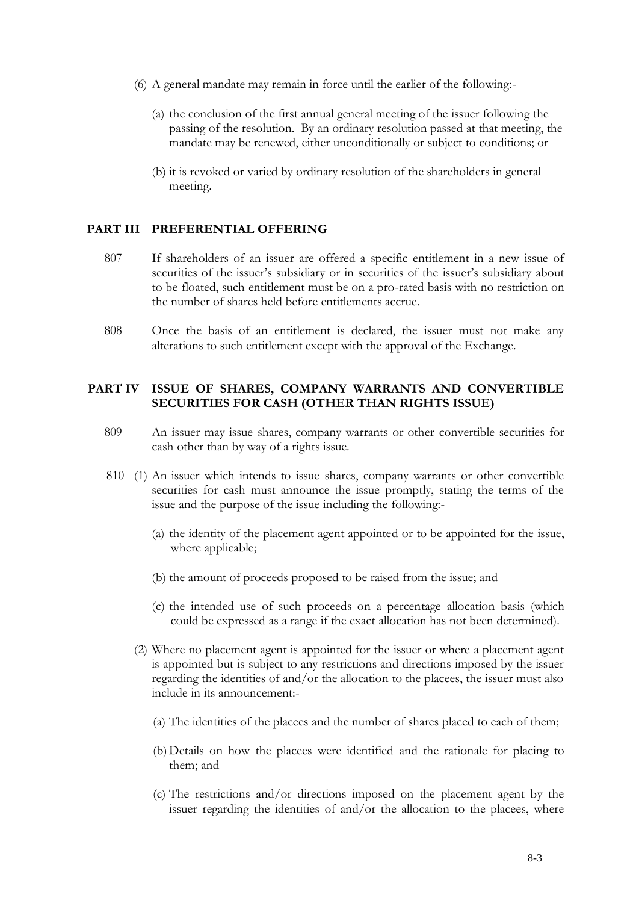(6) A general mandate may remain in force until the earlier of the following:-

(a) the conclusion of the first annual general meeting of the issuer following the passing of the resolution. By an ordinary resolution passed at that meeting, the mandate may be renewed, either unconditionally or subject to conditions; or

(b) it is revoked or varied by ordinary resolution of the shareholders in general meeting.

## PART III PREFERENTIAL OFFERING

807 If shareholders of an issuer are offered a specific entitlement in a new issue of securities of the issuer's subsidiary or in securities of the issuer's subsidiary about to be floated, such entitlement must be on a pro-rated basis with no restriction on the number of shares held before entitlements accrue.

808 Once the basis of an entitlement is declared, the issuer must not make any alterations to such entitlement except with the approval of the Exchange.

## PART IV ISSUE OF SHARES, COMPANY WARRANTS AND CONVERTIBLE SECURITIES FOR CASH (OTHER THAN RIGHTS ISSUE)

809 An issuer may issue shares, company warrants or other convertible securities for cash other than by way of a rights issue.

810 (1) An issuer which intends to issue shares, company warrants or other convertible securities for cash must announce the issue promptly, stating the terms of the issue and the purpose of the issue including the following:-

(a) the identity of the placement agent appointed or to be appointed for the issue, where applicable;

(b) the amount of proceeds proposed to be raised from the issue; and

(c) the intended use of such proceeds on a percentage allocation basis (which could be expressed as a range if the exact allocation has not been determined).

(2) Where no placement agent is appointed for the issuer or where a placement agent is appointed but is subject to any restrictions and directions imposed by the issuer regarding the identities of and/or the allocation to the placees, the issuer must also include in its announcement:-

(a) The identities of the placees and the number of shares placed to each of them;

(b) Details on how the placees were identified and the rationale for placing to them; and

(c) The restrictions and/or directions imposed on the placement agent by the issuer regarding the identities of and/or the allocation to the placees, where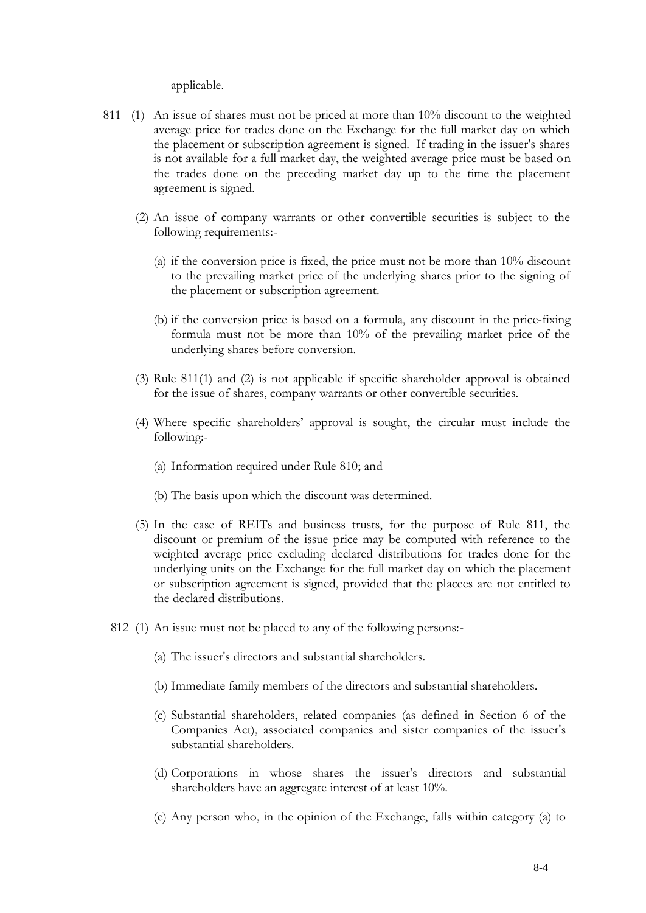applicable.

811 (1) An issue of shares must not be priced at more than 10% discount to the weighted average price for trades done on the Exchange for the full market day on which the placement or subscription agreement is signed. If trading in the issuer's shares is not available for a full market day, the weighted average price must be based on the trades done on the preceding market day up to the time the placement agreement is signed.

(2) An issue of company warrants or other convertible securities is subject to the following requirements:-

(a) if the conversion price is fixed, the price must not be more than 10% discount to the prevailing market price of the underlying shares prior to the signing of the placement or subscription agreement.

(b) if the conversion price is based on a formula, any discount in the price-fixing formula must not be more than 10% of the prevailing market price of the underlying shares before conversion.

(3) Rule 811(1) and (2) is not applicable if specific shareholder approval is obtained for the issue of shares, company warrants or other convertible securities.

(4) Where specific shareholders' approval is sought, the circular must include the following:-

(a) Information required under Rule 810; and

(b) The basis upon which the discount was determined.

(5) In the case of REITs and business trusts, for the purpose of Rule 811, the discount or premium of the issue price may be computed with reference to the weighted average price excluding declared distributions for trades done for the underlying units on the Exchange for the full market day on which the placement or subscription agreement is signed, provided that the placees are not entitled to the declared distributions.

812 (1) An issue must not be placed to any of the following persons:-

(a) The issuer's directors and substantial shareholders.

(b) Immediate family members of the directors and substantial shareholders.

(c) Substantial shareholders, related companies (as defined in Section 6 of the Companies Act), associated companies and sister companies of the issuer's substantial shareholders.

(d) Corporations in whose shares the issuer's directors and substantial shareholders have an aggregate interest of at least 10%.

(e) Any person who, in the opinion of the Exchange, falls within category (a) to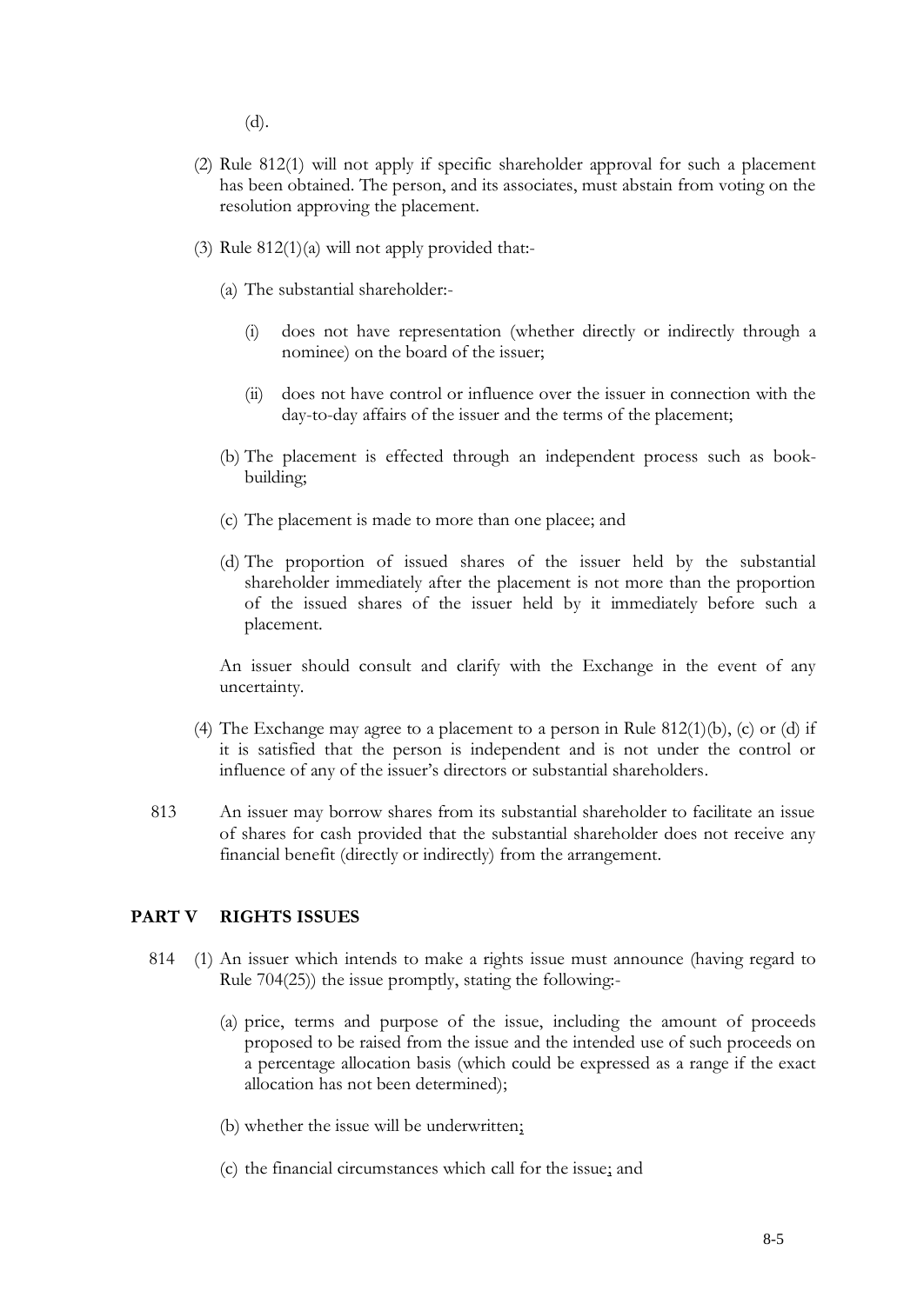(d).

(2) Rule 812(1) will not apply if specific shareholder approval for such a placement has been obtained. The person, and its associates, must abstain from voting on the resolution approving the placement.

(3) Rule 812(1)(a) will not apply provided that:-

(a) The substantial shareholder:-

(i) does not have representation (whether directly or indirectly through a nominee) on the board of the issuer;

(ii) does not have control or influence over the issuer in connection with the day-to-day affairs of the issuer and the terms of the placement;

(b) The placement is effected through an independent process such as book-building;

(c) The placement is made to more than one placee; and

(d) The proportion of issued shares of the issuer held by the substantial shareholder immediately after the placement is not more than the proportion of the issued shares of the issuer held by it immediately before such a placement.

An issuer should consult and clarify with the Exchange in the event of any uncertainty.

(4) The Exchange may agree to a placement to a person in Rule 812(1)(b), (c) or (d) if it is satisfied that the person is independent and is not under the control or influence of any of the issuer's directors or substantial shareholders.

813 An issuer may borrow shares from its substantial shareholder to facilitate an issue of shares for cash provided that the substantial shareholder does not receive any financial benefit (directly or indirectly) from the arrangement.

## PART V RIGHTS ISSUES

814 (1) An issuer which intends to make a rights issue must announce (having regard to Rule 704(25)) the issue promptly, stating the following:-

(a) price, terms and purpose of the issue, including the amount of proceeds proposed to be raised from the issue and the intended use of such proceeds on a percentage allocation basis (which could be expressed as a range if the exact allocation has not been determined);

(b) whether the issue will be underwritten;

(c) the financial circumstances which call for the issue; and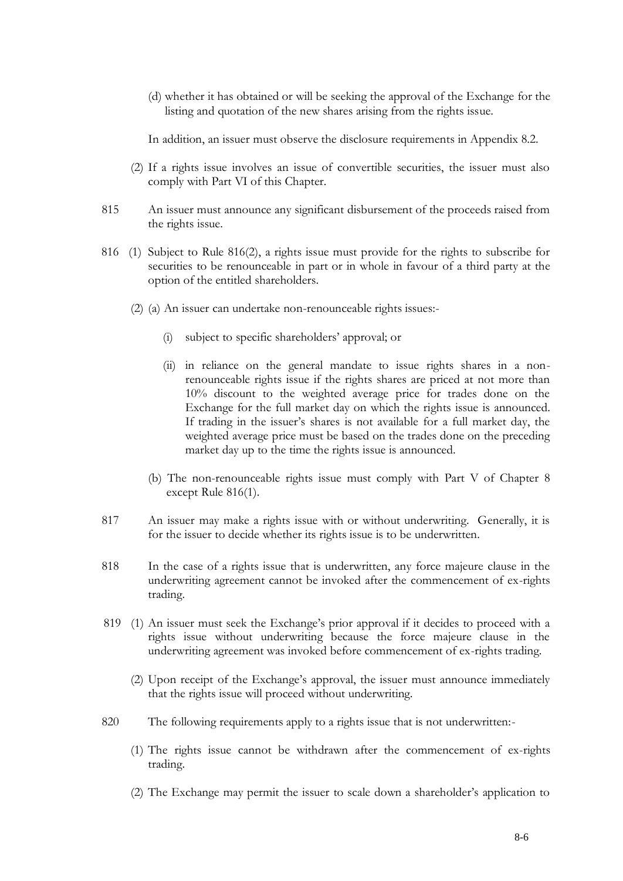(d) whether it has obtained or will be seeking the approval of the Exchange for the listing and quotation of the new shares arising from the rights issue.

In addition, an issuer must observe the disclosure requirements in Appendix 8.2.

(2) If a rights issue involves an issue of convertible securities, the issuer must also comply with Part VI of this Chapter.

815 An issuer must announce any significant disbursement of the proceeds raised from the rights issue.

816 (1) Subject to Rule 816(2), a rights issue must provide for the rights to subscribe for securities to be renounceable in part or in whole in favour of a third party at the option of the entitled shareholders.

(2) (a) An issuer can undertake non-renounceable rights issues:-

(i) subject to specific shareholders' approval; or

(ii) in reliance on the general mandate to issue rights shares in a non-renounceable rights issue if the rights shares are priced at not more than 10% discount to the weighted average price for trades done on the Exchange for the full market day on which the rights issue is announced. If trading in the issuer's shares is not available for a full market day, the weighted average price must be based on the trades done on the preceding market day up to the time the rights issue is announced.

(b) The non-renounceable rights issue must comply with Part V of Chapter 8 except Rule 816(1).

817 An issuer may make a rights issue with or without underwriting. Generally, it is for the issuer to decide whether its rights issue is to be underwritten.

818 In the case of a rights issue that is underwritten, any force majeure clause in the underwriting agreement cannot be invoked after the commencement of ex-rights trading.

819 (1) An issuer must seek the Exchange's prior approval if it decides to proceed with a rights issue without underwriting because the force majeure clause in the underwriting agreement was invoked before commencement of ex-rights trading.

(2) Upon receipt of the Exchange's approval, the issuer must announce immediately that the rights issue will proceed without underwriting.

820 The following requirements apply to a rights issue that is not underwritten:-

(1) The rights issue cannot be withdrawn after the commencement of ex-rights trading.

(2) The Exchange may permit the issuer to scale down a shareholder's application to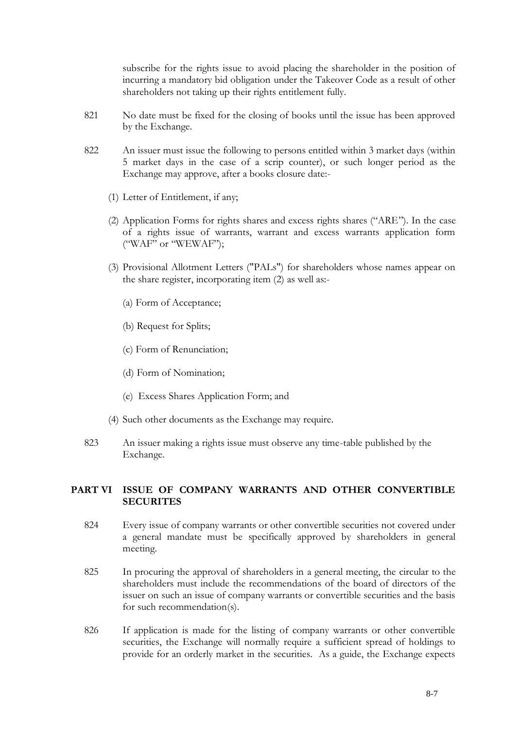subscribe for the rights issue to avoid placing the shareholder in the position of incurring a mandatory bid obligation under the Takeover Code as a result of other shareholders not taking up their rights entitlement fully.

821 No date must be fixed for the closing of books until the issue has been approved by the Exchange.

822 An issuer must issue the following to persons entitled within 3 market days (within 5 market days in the case of a scrip counter), or such longer period as the Exchange may approve, after a books closure date:-

(1) Letter of Entitlement, if any;

(2) Application Forms for rights shares and excess rights shares ("ARE"). In the case of a rights issue of warrants, warrant and excess warrants application form ("WAF" or "WEWAF");

(3) Provisional Allotment Letters ("PALs") for shareholders whose names appear on the share register, incorporating item (2) as well as:-

(a) Form of Acceptance;

(b) Request for Splits;

(c) Form of Renunciation;

(d) Form of Nomination;

(e) Excess Shares Application Form; and

(4) Such other documents as the Exchange may require.

823 An issuer making a rights issue must observe any time-table published by the Exchange.

## PART VI ISSUE OF COMPANY WARRANTS AND OTHER CONVERTIBLE SECURITES

824 Every issue of company warrants or other convertible securities not covered under a general mandate must be specifically approved by shareholders in general meeting.

825 In procuring the approval of shareholders in a general meeting, the circular to the shareholders must include the recommendations of the board of directors of the issuer on such an issue of company warrants or convertible securities and the basis for such recommendation(s).

826 If application is made for the listing of company warrants or other convertible securities, the Exchange will normally require a sufficient spread of holdings to provide for an orderly market in the securities. As a guide, the Exchange expects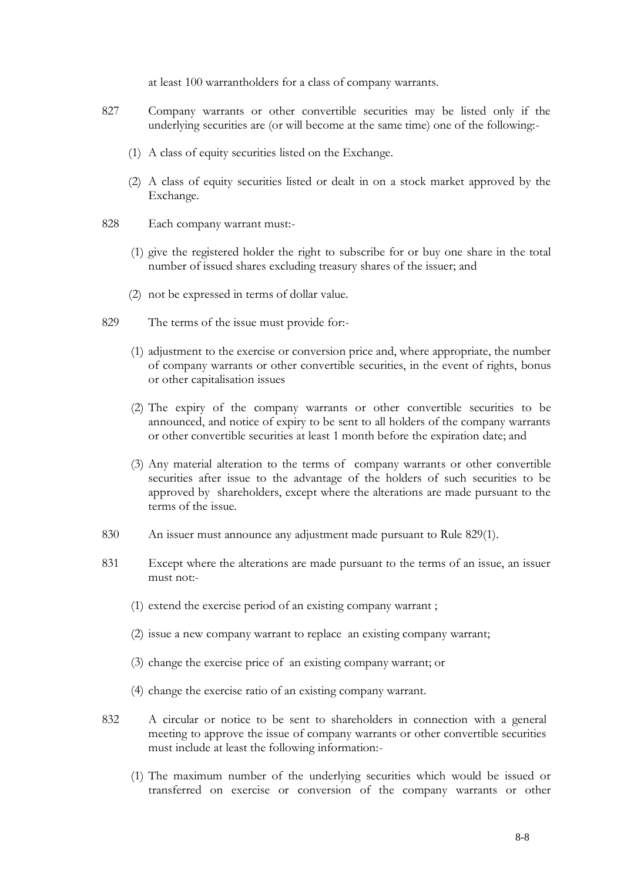at least 100 warrantholders for a class of company warrants.

827 Company warrants or other convertible securities may be listed only if the underlying securities are (or will become at the same time) one of the following:-

(1) A class of equity securities listed on the Exchange.

(2) A class of equity securities listed or dealt in on a stock market approved by the Exchange.

828 Each company warrant must:-

(1) give the registered holder the right to subscribe for or buy one share in the total number of issued shares excluding treasury shares of the issuer; and

(2) not be expressed in terms of dollar value.

829 The terms of the issue must provide for:-

(1) adjustment to the exercise or conversion price and, where appropriate, the number of company warrants or other convertible securities, in the event of rights, bonus or other capitalisation issues

(2) The expiry of the company warrants or other convertible securities to be announced, and notice of expiry to be sent to all holders of the company warrants or other convertible securities at least 1 month before the expiration date; and

(3) Any material alteration to the terms of company warrants or other convertible securities after issue to the advantage of the holders of such securities to be approved by shareholders, except where the alterations are made pursuant to the terms of the issue.

830 An issuer must announce any adjustment made pursuant to Rule 829(1).

831 Except where the alterations are made pursuant to the terms of an issue, an issuer must not:-

(1) extend the exercise period of an existing company warrant ;

(2) issue a new company warrant to replace an existing company warrant;

(3) change the exercise price of an existing company warrant; or

(4) change the exercise ratio of an existing company warrant.

832 A circular or notice to be sent to shareholders in connection with a general meeting to approve the issue of company warrants or other convertible securities must include at least the following information:-

(1) The maximum number of the underlying securities which would be issued or transferred on exercise or conversion of the company warrants or other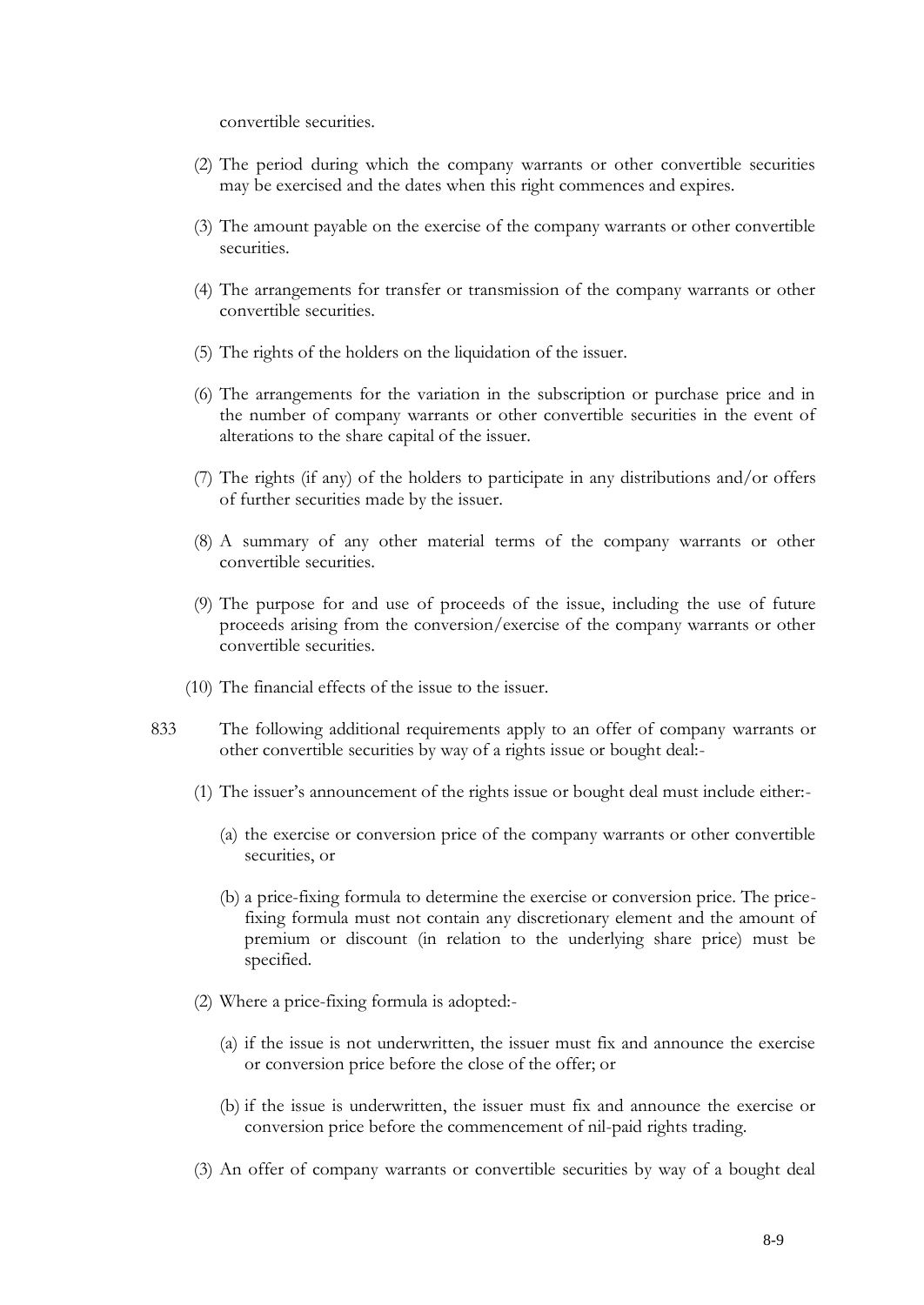convertible securities.

(2) The period during which the company warrants or other convertible securities may be exercised and the dates when this right commences and expires.

(3) The amount payable on the exercise of the company warrants or other convertible securities.

(4) The arrangements for transfer or transmission of the company warrants or other convertible securities.

(5) The rights of the holders on the liquidation of the issuer.

(6) The arrangements for the variation in the subscription or purchase price and in the number of company warrants or other convertible securities in the event of alterations to the share capital of the issuer.

(7) The rights (if any) of the holders to participate in any distributions and/or offers of further securities made by the issuer.

(8) A summary of any other material terms of the company warrants or other convertible securities.

(9) The purpose for and use of proceeds of the issue, including the use of future proceeds arising from the conversion/exercise of the company warrants or other convertible securities.

(10) The financial effects of the issue to the issuer.

833 The following additional requirements apply to an offer of company warrants or other convertible securities by way of a rights issue or bought deal:-

(1) The issuer's announcement of the rights issue or bought deal must include either:-

(a) the exercise or conversion price of the company warrants or other convertible securities, or

(b) a price-fixing formula to determine the exercise or conversion price. The price-fixing formula must not contain any discretionary element and the amount of premium or discount (in relation to the underlying share price) must be specified.

(2) Where a price-fixing formula is adopted:-

(a) if the issue is not underwritten, the issuer must fix and announce the exercise or conversion price before the close of the offer; or

(b) if the issue is underwritten, the issuer must fix and announce the exercise or conversion price before the commencement of nil-paid rights trading.

(3) An offer of company warrants or convertible securities by way of a bought deal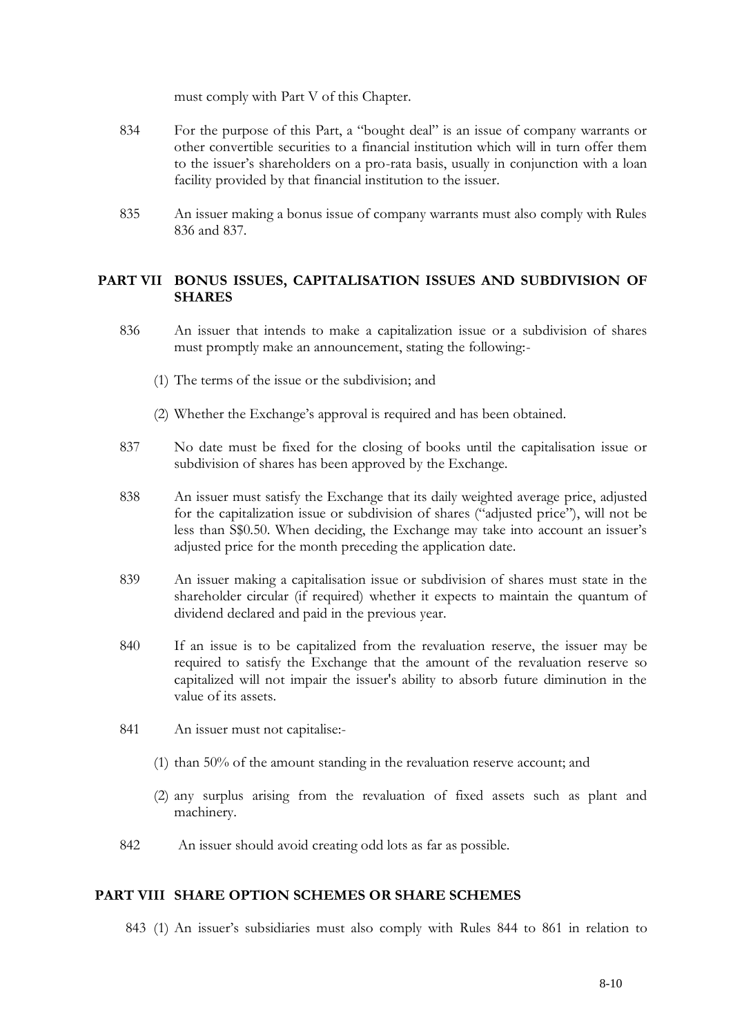must comply with Part V of this Chapter.

834 For the purpose of this Part, a "bought deal" is an issue of company warrants or other convertible securities to a financial institution which will in turn offer them to the issuer's shareholders on a pro-rata basis, usually in conjunction with a loan facility provided by that financial institution to the issuer.

835 An issuer making a bonus issue of company warrants must also comply with Rules 836 and 837.

## PART VII BONUS ISSUES, CAPITALISATION ISSUES AND SUBDIVISION OF SHARES

836 An issuer that intends to make a capitalization issue or a subdivision of shares must promptly make an announcement, stating the following:-

(1) The terms of the issue or the subdivision; and

(2) Whether the Exchange's approval is required and has been obtained.

837 No date must be fixed for the closing of books until the capitalisation issue or subdivision of shares has been approved by the Exchange.

838 An issuer must satisfy the Exchange that its daily weighted average price, adjusted for the capitalization issue or subdivision of shares ("adjusted price"), will not be less than S$0.50. When deciding, the Exchange may take into account an issuer's adjusted price for the month preceding the application date.

839 An issuer making a capitalisation issue or subdivision of shares must state in the shareholder circular (if required) whether it expects to maintain the quantum of dividend declared and paid in the previous year.

840 If an issue is to be capitalized from the revaluation reserve, the issuer may be required to satisfy the Exchange that the amount of the revaluation reserve so capitalized will not impair the issuer's ability to absorb future diminution in the value of its assets.

841 An issuer must not capitalise:-

(1) than 50% of the amount standing in the revaluation reserve account; and

(2) any surplus arising from the revaluation of fixed assets such as plant and machinery.

842 An issuer should avoid creating odd lots as far as possible.

## PART VIII SHARE OPTION SCHEMES OR SHARE SCHEMES

843 (1) An issuer's subsidiaries must also comply with Rules 844 to 861 in relation to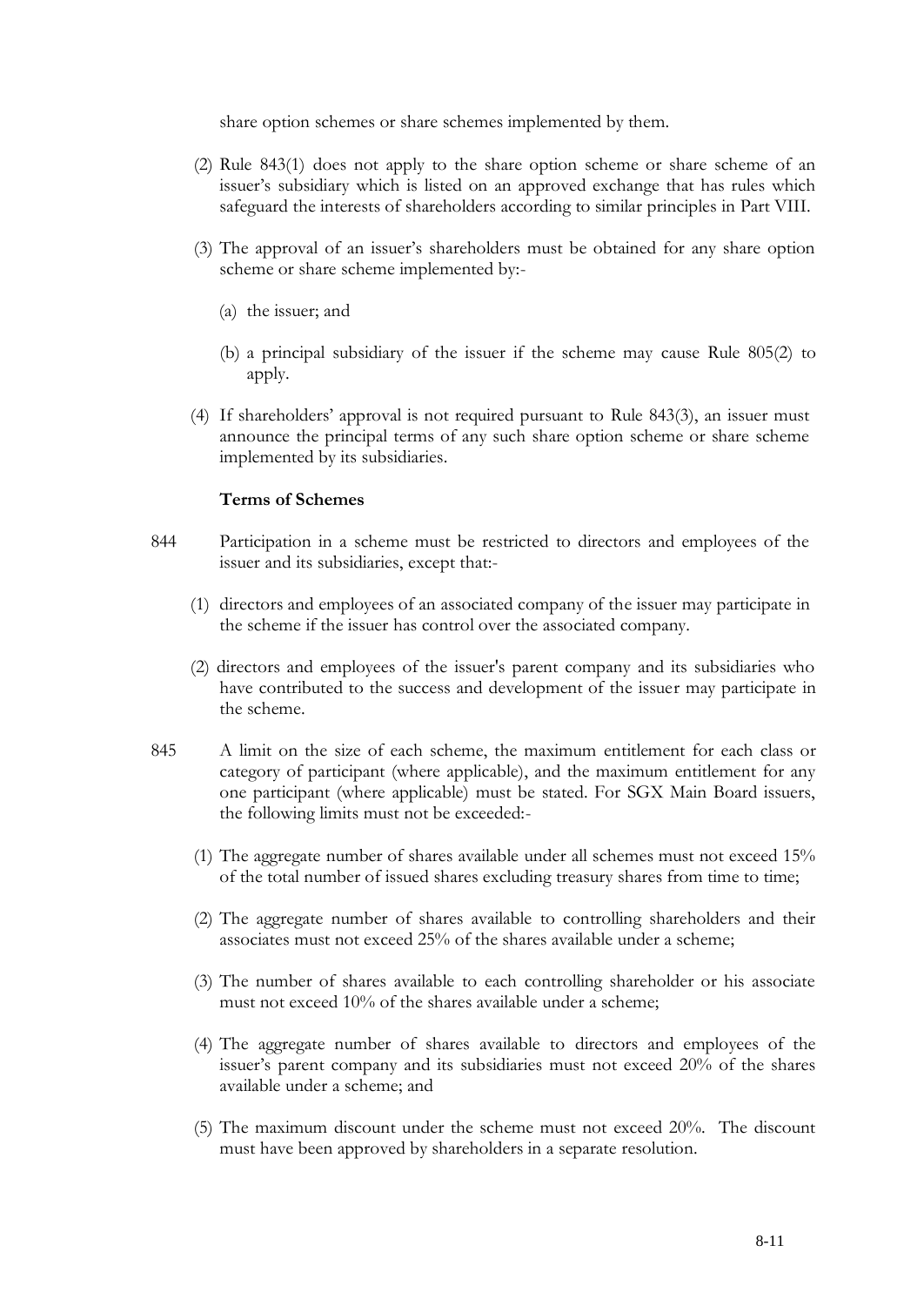share option schemes or share schemes implemented by them.

(2) Rule 843(1) does not apply to the share option scheme or share scheme of an issuer's subsidiary which is listed on an approved exchange that has rules which safeguard the interests of shareholders according to similar principles in Part VIII.

(3) The approval of an issuer's shareholders must be obtained for any share option scheme or share scheme implemented by:-

(a) the issuer; and

(b) a principal subsidiary of the issuer if the scheme may cause Rule 805(2) to apply.

(4) If shareholders' approval is not required pursuant to Rule 843(3), an issuer must announce the principal terms of any such share option scheme or share scheme implemented by its subsidiaries.

**Terms of Schemes**

844 Participation in a scheme must be restricted to directors and employees of the issuer and its subsidiaries, except that:-

(1) directors and employees of an associated company of the issuer may participate in the scheme if the issuer has control over the associated company.

(2) directors and employees of the issuer's parent company and its subsidiaries who have contributed to the success and development of the issuer may participate in the scheme.

845 A limit on the size of each scheme, the maximum entitlement for each class or category of participant (where applicable), and the maximum entitlement for any one participant (where applicable) must be stated. For SGX Main Board issuers, the following limits must not be exceeded:-

(1) The aggregate number of shares available under all schemes must not exceed 15% of the total number of issued shares excluding treasury shares from time to time;

(2) The aggregate number of shares available to controlling shareholders and their associates must not exceed 25% of the shares available under a scheme;

(3) The number of shares available to each controlling shareholder or his associate must not exceed 10% of the shares available under a scheme;

(4) The aggregate number of shares available to directors and employees of the issuer's parent company and its subsidiaries must not exceed 20% of the shares available under a scheme; and

(5) The maximum discount under the scheme must not exceed 20%. The discount must have been approved by shareholders in a separate resolution.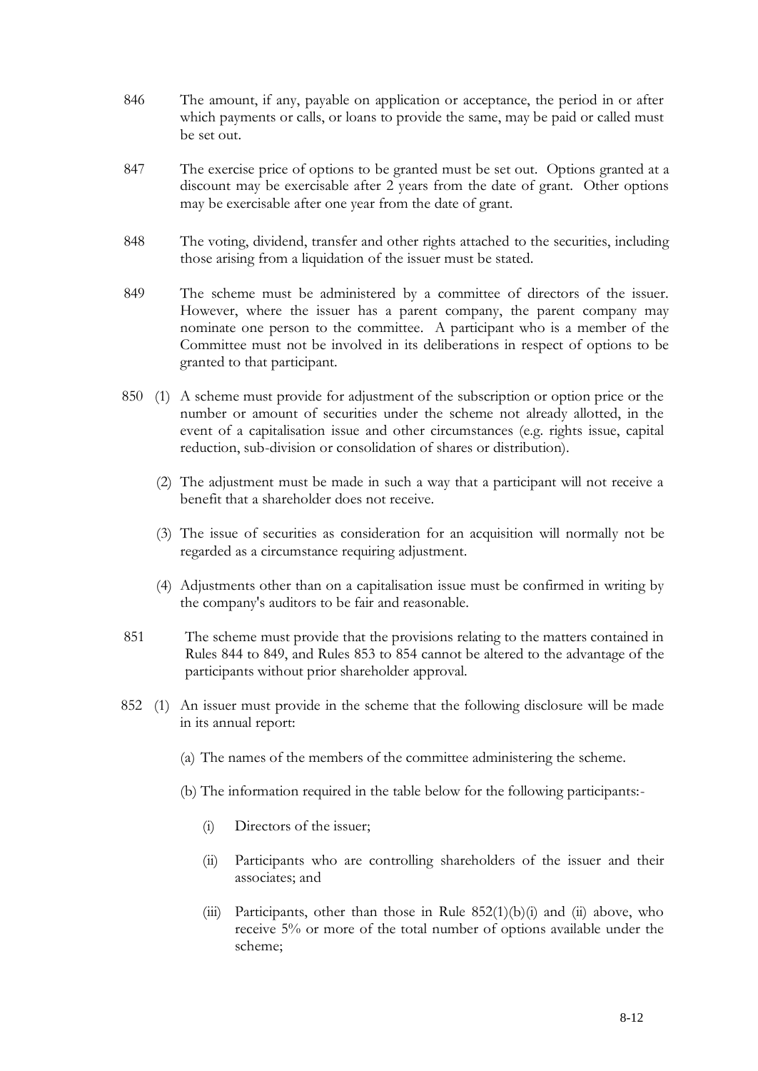846 The amount, if any, payable on application or acceptance, the period in or after which payments or calls, or loans to provide the same, may be paid or called must be set out.

847 The exercise price of options to be granted must be set out. Options granted at a discount may be exercisable after 2 years from the date of grant. Other options may be exercisable after one year from the date of grant.

848 The voting, dividend, transfer and other rights attached to the securities, including those arising from a liquidation of the issuer must be stated.

849 The scheme must be administered by a committee of directors of the issuer. However, where the issuer has a parent company, the parent company may nominate one person to the committee. A participant who is a member of the Committee must not be involved in its deliberations in respect of options to be granted to that participant.

850 (1) A scheme must provide for adjustment of the subscription or option price or the number or amount of securities under the scheme not already allotted, in the event of a capitalisation issue and other circumstances (e.g. rights issue, capital reduction, sub-division or consolidation of shares or distribution).

(2) The adjustment must be made in such a way that a participant will not receive a benefit that a shareholder does not receive.

(3) The issue of securities as consideration for an acquisition will normally not be regarded as a circumstance requiring adjustment.

(4) Adjustments other than on a capitalisation issue must be confirmed in writing by the company's auditors to be fair and reasonable.

851 The scheme must provide that the provisions relating to the matters contained in Rules 844 to 849, and Rules 853 to 854 cannot be altered to the advantage of the participants without prior shareholder approval.

852 (1) An issuer must provide in the scheme that the following disclosure will be made in its annual report:

(a) The names of the members of the committee administering the scheme.

(b) The information required in the table below for the following participants:-

(i) Directors of the issuer;

(ii) Participants who are controlling shareholders of the issuer and their associates; and

(iii) Participants, other than those in Rule 852(1)(b)(i) and (ii) above, who receive 5% or more of the total number of options available under the scheme;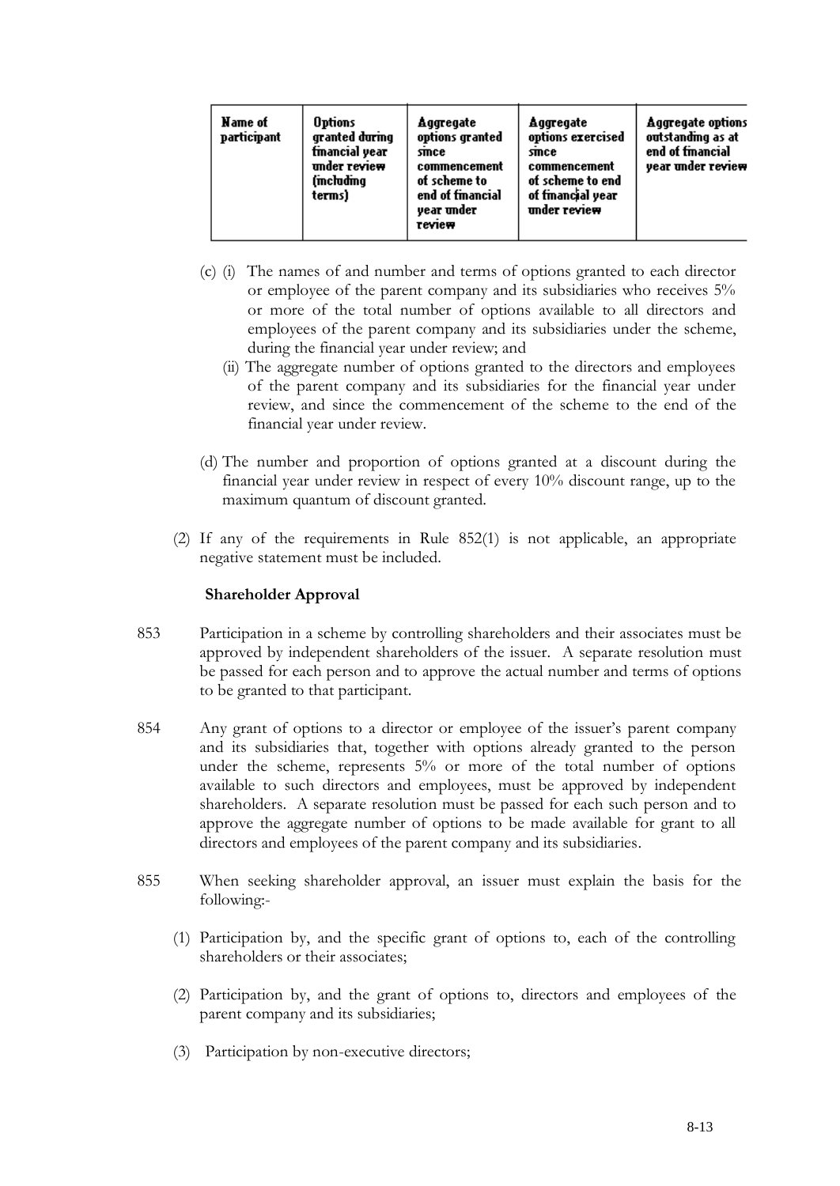| Name of participant | Options granted during financial year under review (including terms) | Aggregate options granted since commencement of scheme to end of financial year under review | Aggregate options exercised since commencement of scheme to end of financial year under review | Aggregate options outstanding as at end of financial year under review |
| --- | --- | --- | --- | --- |

(c) (i) The names of and number and terms of options granted to each director or employee of the parent company and its subsidiaries who receives 5% or more of the total number of options available to all directors and employees of the parent company and its subsidiaries under the scheme, during the financial year under review; and

(ii) The aggregate number of options granted to the directors and employees of the parent company and its subsidiaries for the financial year under review, and since the commencement of the scheme to the end of the financial year under review.

(d) The number and proportion of options granted at a discount during the financial year under review in respect of every 10% discount range, up to the maximum quantum of discount granted.

(2) If any of the requirements in Rule 852(1) is not applicable, an appropriate negative statement must be included.

**Shareholder Approval**

853 Participation in a scheme by controlling shareholders and their associates must be approved by independent shareholders of the issuer. A separate resolution must be passed for each person and to approve the actual number and terms of options to be granted to that participant.

854 Any grant of options to a director or employee of the issuer's parent company and its subsidiaries that, together with options already granted to the person under the scheme, represents 5% or more of the total number of options available to such directors and employees, must be approved by independent shareholders. A separate resolution must be passed for each such person and to approve the aggregate number of options to be made available for grant to all directors and employees of the parent company and its subsidiaries.

855 When seeking shareholder approval, an issuer must explain the basis for the following:-

(1) Participation by, and the specific grant of options to, each of the controlling shareholders or their associates;

(2) Participation by, and the grant of options to, directors and employees of the parent company and its subsidiaries;

(3) Participation by non-executive directors;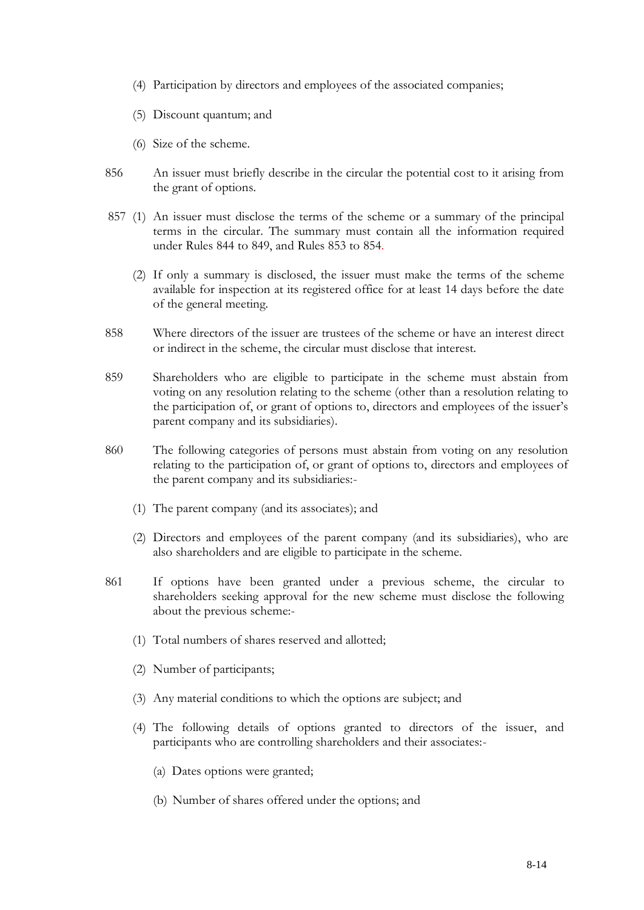(4) Participation by directors and employees of the associated companies;

(5) Discount quantum; and

(6) Size of the scheme.

856 An issuer must briefly describe in the circular the potential cost to it arising from the grant of options.

857 (1) An issuer must disclose the terms of the scheme or a summary of the principal terms in the circular. The summary must contain all the information required under Rules 844 to 849, and Rules 853 to 854.

(2) If only a summary is disclosed, the issuer must make the terms of the scheme available for inspection at its registered office for at least 14 days before the date of the general meeting.

858 Where directors of the issuer are trustees of the scheme or have an interest direct or indirect in the scheme, the circular must disclose that interest.

859 Shareholders who are eligible to participate in the scheme must abstain from voting on any resolution relating to the scheme (other than a resolution relating to the participation of, or grant of options to, directors and employees of the issuer's parent company and its subsidiaries).

860 The following categories of persons must abstain from voting on any resolution relating to the participation of, or grant of options to, directors and employees of the parent company and its subsidiaries:-

(1) The parent company (and its associates); and

(2) Directors and employees of the parent company (and its subsidiaries), who are also shareholders and are eligible to participate in the scheme.

861 If options have been granted under a previous scheme, the circular to shareholders seeking approval for the new scheme must disclose the following about the previous scheme:-

(1) Total numbers of shares reserved and allotted;

(2) Number of participants;

(3) Any material conditions to which the options are subject; and

(4) The following details of options granted to directors of the issuer, and participants who are controlling shareholders and their associates:-

(a) Dates options were granted;

(b) Number of shares offered under the options; and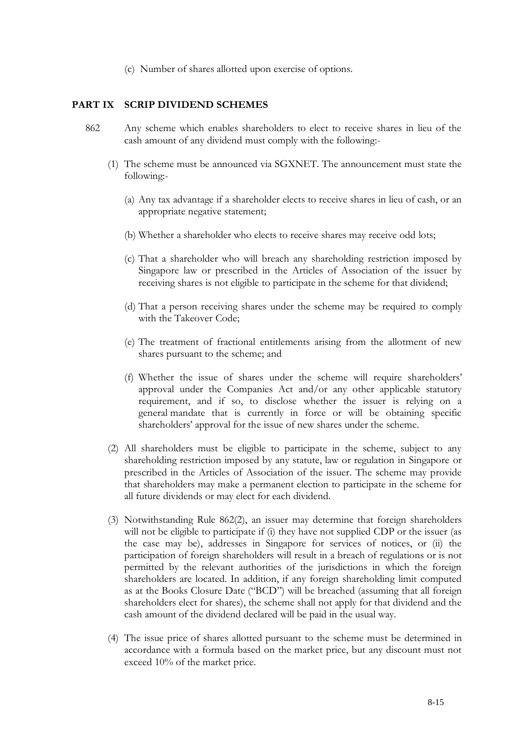(c) Number of shares allotted upon exercise of options.

## PART IX SCRIP DIVIDEND SCHEMES

862 Any scheme which enables shareholders to elect to receive shares in lieu of the cash amount of any dividend must comply with the following:-

(1) The scheme must be announced via SGXNET. The announcement must state the following:-

(a) Any tax advantage if a shareholder elects to receive shares in lieu of cash, or an appropriate negative statement;

(b) Whether a shareholder who elects to receive shares may receive odd lots;

(c) That a shareholder who will breach any shareholding restriction imposed by Singapore law or prescribed in the Articles of Association of the issuer by receiving shares is not eligible to participate in the scheme for that dividend;

(d) That a person receiving shares under the scheme may be required to comply with the Takeover Code;

(e) The treatment of fractional entitlements arising from the allotment of new shares pursuant to the scheme; and

(f) Whether the issue of shares under the scheme will require shareholders' approval under the Companies Act and/or any other applicable statutory requirement, and if so, to disclose whether the issuer is relying on a general mandate that is currently in force or will be obtaining specific shareholders' approval for the issue of new shares under the scheme.

(2) All shareholders must be eligible to participate in the scheme, subject to any shareholding restriction imposed by any statute, law or regulation in Singapore or prescribed in the Articles of Association of the issuer. The scheme may provide that shareholders may make a permanent election to participate in the scheme for all future dividends or may elect for each dividend.

(3) Notwithstanding Rule 862(2), an issuer may determine that foreign shareholders will not be eligible to participate if (i) they have not supplied CDP or the issuer (as the case may be), addresses in Singapore for services of notices, or (ii) the participation of foreign shareholders will result in a breach of regulations or is not permitted by the relevant authorities of the jurisdictions in which the foreign shareholders are located. In addition, if any foreign shareholding limit computed as at the Books Closure Date ("BCD") will be breached (assuming that all foreign shareholders elect for shares), the scheme shall not apply for that dividend and the cash amount of the dividend declared will be paid in the usual way.

(4) The issue price of shares allotted pursuant to the scheme must be determined in accordance with a formula based on the market price, but any discount must not exceed 10% of the market price.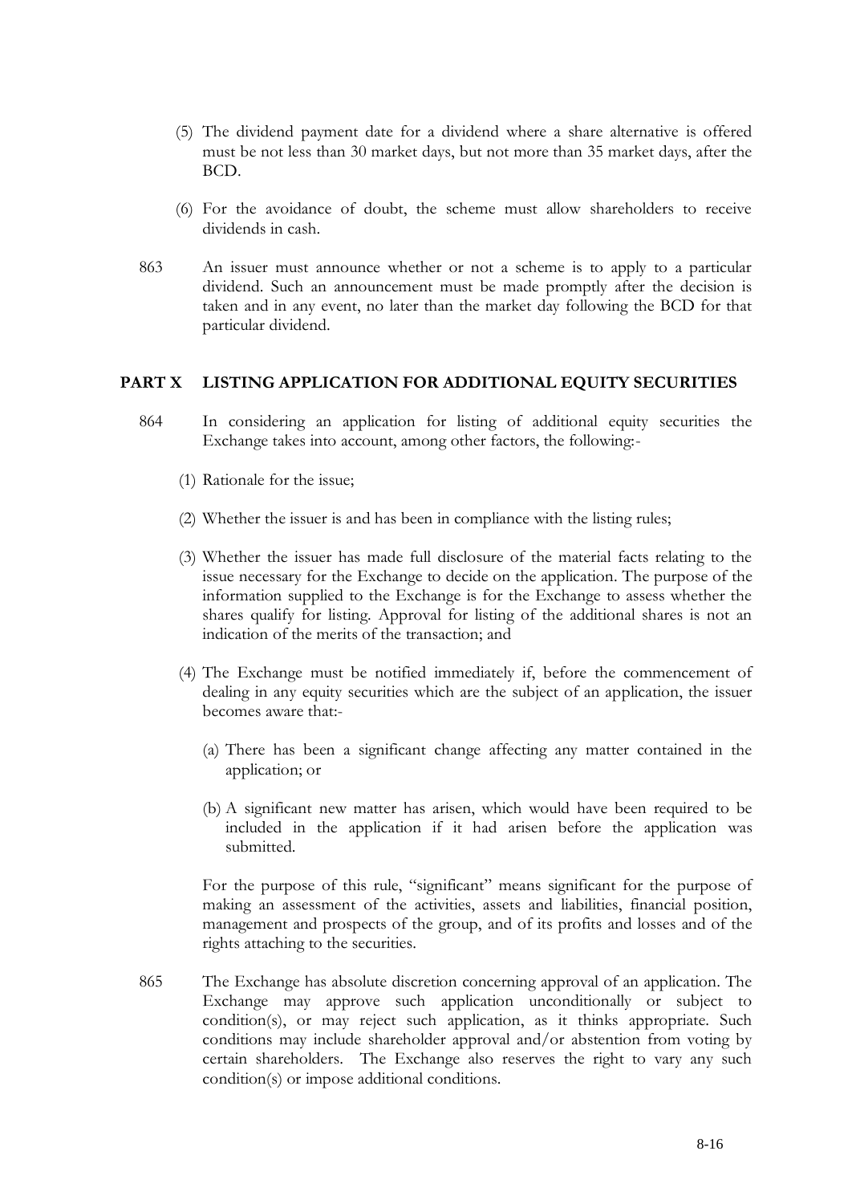(5) The dividend payment date for a dividend where a share alternative is offered must be not less than 30 market days, but not more than 35 market days, after the BCD.

(6) For the avoidance of doubt, the scheme must allow shareholders to receive dividends in cash.

863 An issuer must announce whether or not a scheme is to apply to a particular dividend. Such an announcement must be made promptly after the decision is taken and in any event, no later than the market day following the BCD for that particular dividend.

## PART X LISTING APPLICATION FOR ADDITIONAL EQUITY SECURITIES

864 In considering an application for listing of additional equity securities the Exchange takes into account, among other factors, the following:-

(1) Rationale for the issue;

(2) Whether the issuer is and has been in compliance with the listing rules;

(3) Whether the issuer has made full disclosure of the material facts relating to the issue necessary for the Exchange to decide on the application. The purpose of the information supplied to the Exchange is for the Exchange to assess whether the shares qualify for listing. Approval for listing of the additional shares is not an indication of the merits of the transaction; and

(4) The Exchange must be notified immediately if, before the commencement of dealing in any equity securities which are the subject of an application, the issuer becomes aware that:-

(a) There has been a significant change affecting any matter contained in the application; or

(b) A significant new matter has arisen, which would have been required to be included in the application if it had arisen before the application was submitted.

For the purpose of this rule, "significant" means significant for the purpose of making an assessment of the activities, assets and liabilities, financial position, management and prospects of the group, and of its profits and losses and of the rights attaching to the securities.

865 The Exchange has absolute discretion concerning approval of an application. The Exchange may approve such application unconditionally or subject to condition(s), or may reject such application, as it thinks appropriate. Such conditions may include shareholder approval and/or abstention from voting by certain shareholders. The Exchange also reserves the right to vary any such condition(s) or impose additional conditions.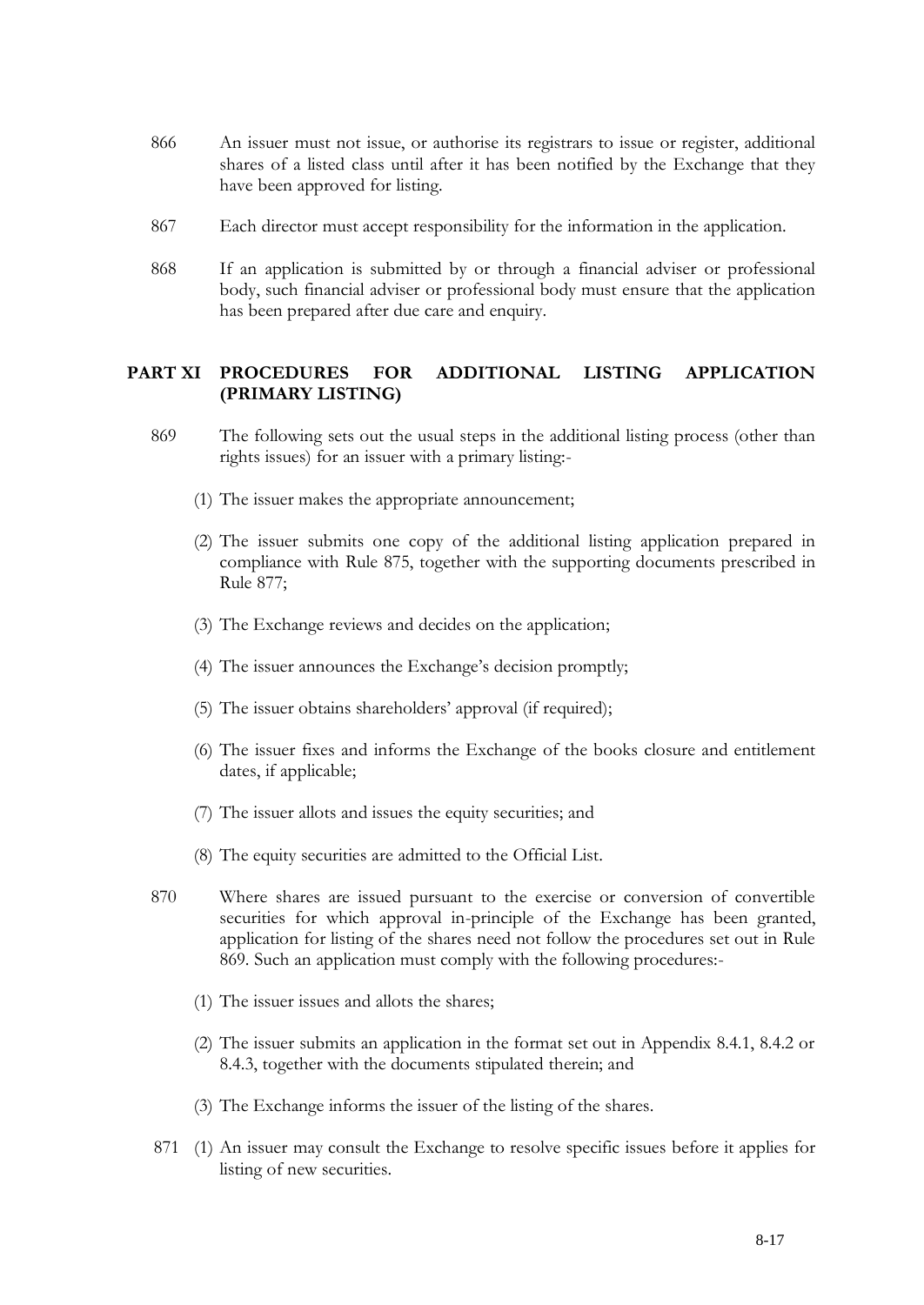866 An issuer must not issue, or authorise its registrars to issue or register, additional shares of a listed class until after it has been notified by the Exchange that they have been approved for listing.

867 Each director must accept responsibility for the information in the application.

868 If an application is submitted by or through a financial adviser or professional body, such financial adviser or professional body must ensure that the application has been prepared after due care and enquiry.

## PART XI PROCEDURES FOR ADDITIONAL LISTING APPLICATION (PRIMARY LISTING)

869 The following sets out the usual steps in the additional listing process (other than rights issues) for an issuer with a primary listing:-

(1) The issuer makes the appropriate announcement;

(2) The issuer submits one copy of the additional listing application prepared in compliance with Rule 875, together with the supporting documents prescribed in Rule 877;

(3) The Exchange reviews and decides on the application;

(4) The issuer announces the Exchange's decision promptly;

(5) The issuer obtains shareholders' approval (if required);

(6) The issuer fixes and informs the Exchange of the books closure and entitlement dates, if applicable;

(7) The issuer allots and issues the equity securities; and

(8) The equity securities are admitted to the Official List.

870 Where shares are issued pursuant to the exercise or conversion of convertible securities for which approval in-principle of the Exchange has been granted, application for listing of the shares need not follow the procedures set out in Rule 869. Such an application must comply with the following procedures:-

(1) The issuer issues and allots the shares;

(2) The issuer submits an application in the format set out in Appendix 8.4.1, 8.4.2 or 8.4.3, together with the documents stipulated therein; and

(3) The Exchange informs the issuer of the listing of the shares.

871 (1) An issuer may consult the Exchange to resolve specific issues before it applies for listing of new securities.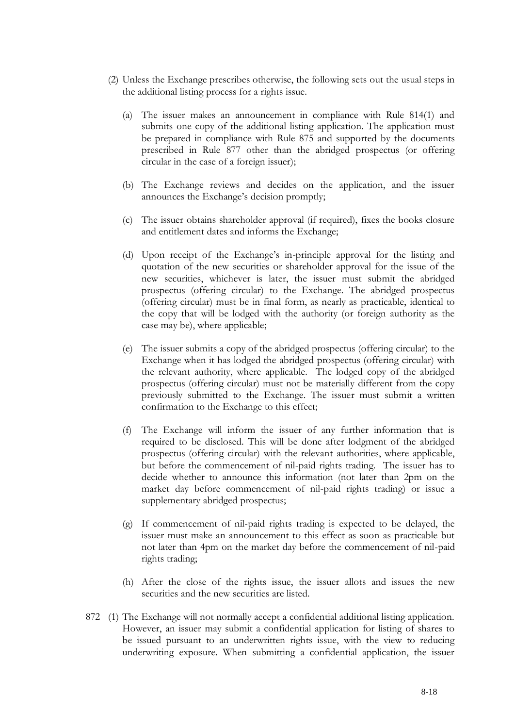(2) Unless the Exchange prescribes otherwise, the following sets out the usual steps in the additional listing process for a rights issue.

(a) The issuer makes an announcement in compliance with Rule 814(1) and submits one copy of the additional listing application. The application must be prepared in compliance with Rule 875 and supported by the documents prescribed in Rule 877 other than the abridged prospectus (or offering circular in the case of a foreign issuer);

(b) The Exchange reviews and decides on the application, and the issuer announces the Exchange's decision promptly;

(c) The issuer obtains shareholder approval (if required), fixes the books closure and entitlement dates and informs the Exchange;

(d) Upon receipt of the Exchange's in-principle approval for the listing and quotation of the new securities or shareholder approval for the issue of the new securities, whichever is later, the issuer must submit the abridged prospectus (offering circular) to the Exchange. The abridged prospectus (offering circular) must be in final form, as nearly as practicable, identical to the copy that will be lodged with the authority (or foreign authority as the case may be), where applicable;

(e) The issuer submits a copy of the abridged prospectus (offering circular) to the Exchange when it has lodged the abridged prospectus (offering circular) with the relevant authority, where applicable. The lodged copy of the abridged prospectus (offering circular) must not be materially different from the copy previously submitted to the Exchange. The issuer must submit a written confirmation to the Exchange to this effect;

(f) The Exchange will inform the issuer of any further information that is required to be disclosed. This will be done after lodgment of the abridged prospectus (offering circular) with the relevant authorities, where applicable, but before the commencement of nil-paid rights trading. The issuer has to decide whether to announce this information (not later than 2pm on the market day before commencement of nil-paid rights trading) or issue a supplementary abridged prospectus;

(g) If commencement of nil-paid rights trading is expected to be delayed, the issuer must make an announcement to this effect as soon as practicable but not later than 4pm on the market day before the commencement of nil-paid rights trading;

(h) After the close of the rights issue, the issuer allots and issues the new securities and the new securities are listed.

872 (1) The Exchange will not normally accept a confidential additional listing application. However, an issuer may submit a confidential application for listing of shares to be issued pursuant to an underwritten rights issue, with the view to reducing underwriting exposure. When submitting a confidential application, the issuer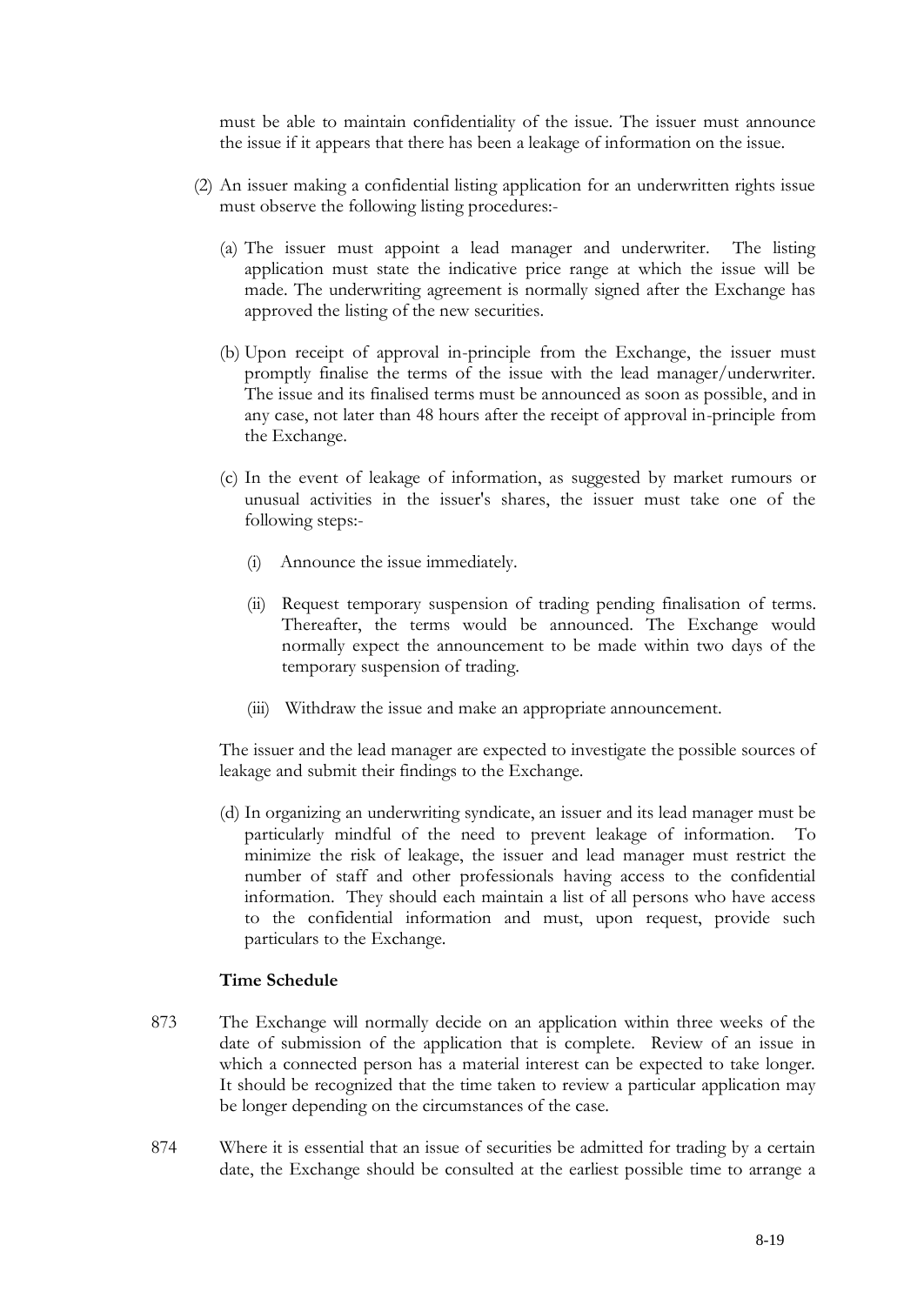must be able to maintain confidentiality of the issue. The issuer must announce the issue if it appears that there has been a leakage of information on the issue.

(2) An issuer making a confidential listing application for an underwritten rights issue must observe the following listing procedures:-

(a) The issuer must appoint a lead manager and underwriter. The listing application must state the indicative price range at which the issue will be made. The underwriting agreement is normally signed after the Exchange has approved the listing of the new securities.

(b) Upon receipt of approval in-principle from the Exchange, the issuer must promptly finalise the terms of the issue with the lead manager/underwriter. The issue and its finalised terms must be announced as soon as possible, and in any case, not later than 48 hours after the receipt of approval in-principle from the Exchange.

(c) In the event of leakage of information, as suggested by market rumours or unusual activities in the issuer's shares, the issuer must take one of the following steps:-

(i) Announce the issue immediately.

(ii) Request temporary suspension of trading pending finalisation of terms. Thereafter, the terms would be announced. The Exchange would normally expect the announcement to be made within two days of the temporary suspension of trading.

(iii) Withdraw the issue and make an appropriate announcement.

The issuer and the lead manager are expected to investigate the possible sources of leakage and submit their findings to the Exchange.

(d) In organizing an underwriting syndicate, an issuer and its lead manager must be particularly mindful of the need to prevent leakage of information. To minimize the risk of leakage, the issuer and lead manager must restrict the number of staff and other professionals having access to the confidential information. They should each maintain a list of all persons who have access to the confidential information and must, upon request, provide such particulars to the Exchange.

**Time Schedule**

873 The Exchange will normally decide on an application within three weeks of the date of submission of the application that is complete. Review of an issue in which a connected person has a material interest can be expected to take longer. It should be recognized that the time taken to review a particular application may be longer depending on the circumstances of the case.

874 Where it is essential that an issue of securities be admitted for trading by a certain date, the Exchange should be consulted at the earliest possible time to arrange a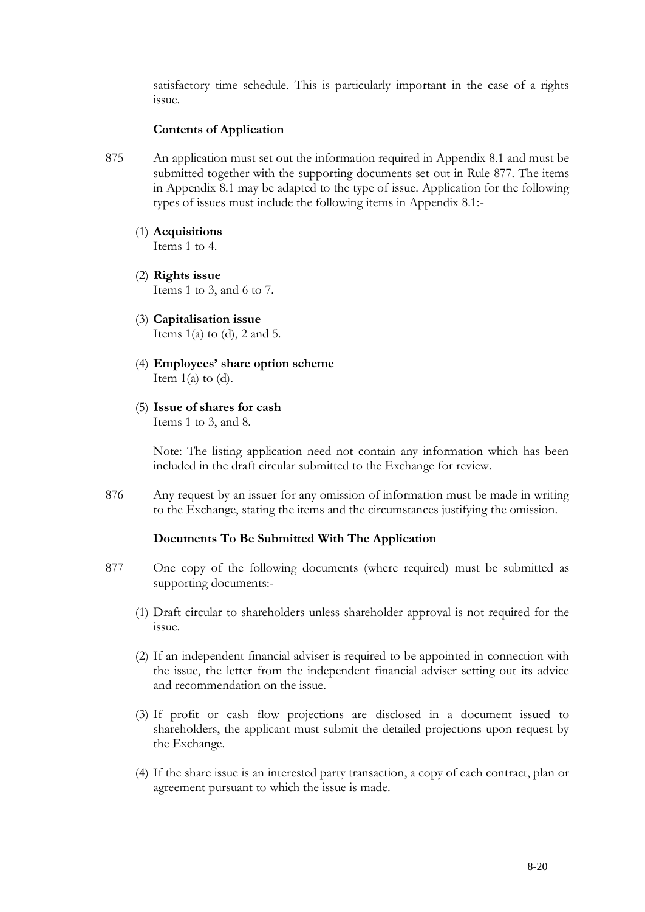satisfactory time schedule. This is particularly important in the case of a rights issue.

**Contents of Application**

875 An application must set out the information required in Appendix 8.1 and must be submitted together with the supporting documents set out in Rule 877. The items in Appendix 8.1 may be adapted to the type of issue. Application for the following types of issues must include the following items in Appendix 8.1:-

(1) **Acquisitions**
Items 1 to 4.

(2) **Rights issue**
Items 1 to 3, and 6 to 7.

(3) **Capitalisation issue**
Items 1(a) to (d), 2 and 5.

(4) **Employees' share option scheme**
Item 1(a) to (d).

(5) **Issue of shares for cash**
Items 1 to 3, and 8.

Note: The listing application need not contain any information which has been included in the draft circular submitted to the Exchange for review.

876 Any request by an issuer for any omission of information must be made in writing to the Exchange, stating the items and the circumstances justifying the omission.

**Documents To Be Submitted With The Application**

877 One copy of the following documents (where required) must be submitted as supporting documents:-

(1) Draft circular to shareholders unless shareholder approval is not required for the issue.

(2) If an independent financial adviser is required to be appointed in connection with the issue, the letter from the independent financial adviser setting out its advice and recommendation on the issue.

(3) If profit or cash flow projections are disclosed in a document issued to shareholders, the applicant must submit the detailed projections upon request by the Exchange.

(4) If the share issue is an interested party transaction, a copy of each contract, plan or agreement pursuant to which the issue is made.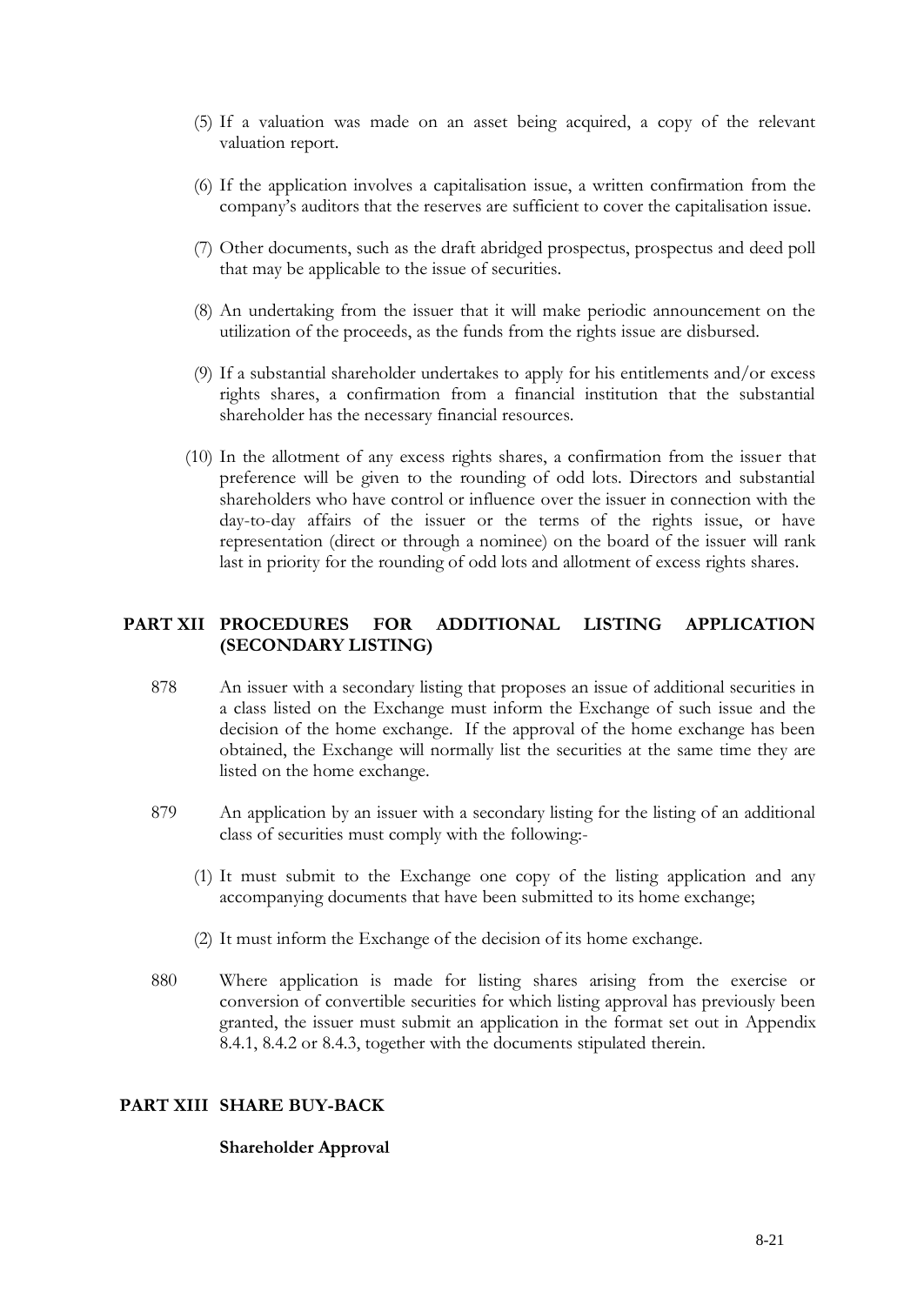(5) If a valuation was made on an asset being acquired, a copy of the relevant valuation report.

(6) If the application involves a capitalisation issue, a written confirmation from the company's auditors that the reserves are sufficient to cover the capitalisation issue.

(7) Other documents, such as the draft abridged prospectus, prospectus and deed poll that may be applicable to the issue of securities.

(8) An undertaking from the issuer that it will make periodic announcement on the utilization of the proceeds, as the funds from the rights issue are disbursed.

(9) If a substantial shareholder undertakes to apply for his entitlements and/or excess rights shares, a confirmation from a financial institution that the substantial shareholder has the necessary financial resources.

(10) In the allotment of any excess rights shares, a confirmation from the issuer that preference will be given to the rounding of odd lots. Directors and substantial shareholders who have control or influence over the issuer in connection with the day-to-day affairs of the issuer or the terms of the rights issue, or have representation (direct or through a nominee) on the board of the issuer will rank last in priority for the rounding of odd lots and allotment of excess rights shares.

## PART XII PROCEDURES FOR ADDITIONAL LISTING APPLICATION (SECONDARY LISTING)

878 An issuer with a secondary listing that proposes an issue of additional securities in a class listed on the Exchange must inform the Exchange of such issue and the decision of the home exchange. If the approval of the home exchange has been obtained, the Exchange will normally list the securities at the same time they are listed on the home exchange.

879 An application by an issuer with a secondary listing for the listing of an additional class of securities must comply with the following:-

(1) It must submit to the Exchange one copy of the listing application and any accompanying documents that have been submitted to its home exchange;

(2) It must inform the Exchange of the decision of its home exchange.

880 Where application is made for listing shares arising from the exercise or conversion of convertible securities for which listing approval has previously been granted, the issuer must submit an application in the format set out in Appendix 8.4.1, 8.4.2 or 8.4.3, together with the documents stipulated therein.

## PART XIII SHARE BUY-BACK

**Shareholder Approval**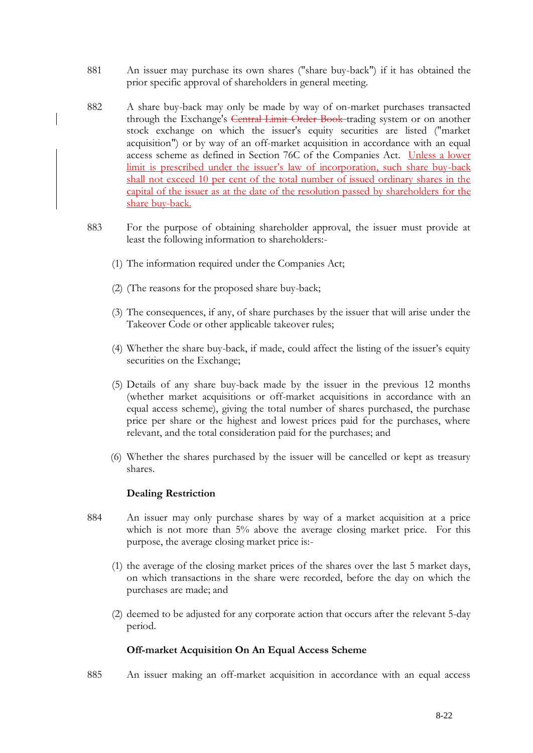881 An issuer may purchase its own shares ("share buy-back") if it has obtained the prior specific approval of shareholders in general meeting.

882 A share buy-back may only be made by way of on-market purchases transacted through the Exchange's ~~Central Limit Order Book~~ trading system or on another stock exchange on which the issuer's equity securities are listed ("market acquisition") or by way of an off-market acquisition in accordance with an equal access scheme as defined in Section 76C of the Companies Act. Unless a lower limit is prescribed under the issuer's law of incorporation, such share buy-back shall not exceed 10 per cent of the total number of issued ordinary shares in the capital of the issuer as at the date of the resolution passed by shareholders for the share buy-back.

883 For the purpose of obtaining shareholder approval, the issuer must provide at least the following information to shareholders:-

(1) The information required under the Companies Act;

(2) (The reasons for the proposed share buy-back;

(3) The consequences, if any, of share purchases by the issuer that will arise under the Takeover Code or other applicable takeover rules;

(4) Whether the share buy-back, if made, could affect the listing of the issuer's equity securities on the Exchange;

(5) Details of any share buy-back made by the issuer in the previous 12 months (whether market acquisitions or off-market acquisitions in accordance with an equal access scheme), giving the total number of shares purchased, the purchase price per share or the highest and lowest prices paid for the purchases, where relevant, and the total consideration paid for the purchases; and

(6) Whether the shares purchased by the issuer will be cancelled or kept as treasury shares.

**Dealing Restriction**

884 An issuer may only purchase shares by way of a market acquisition at a price which is not more than 5% above the average closing market price. For this purpose, the average closing market price is:-

(1) the average of the closing market prices of the shares over the last 5 market days, on which transactions in the share were recorded, before the day on which the purchases are made; and

(2) deemed to be adjusted for any corporate action that occurs after the relevant 5-day period.

**Off-market Acquisition On An Equal Access Scheme**

885 An issuer making an off-market acquisition in accordance with an equal access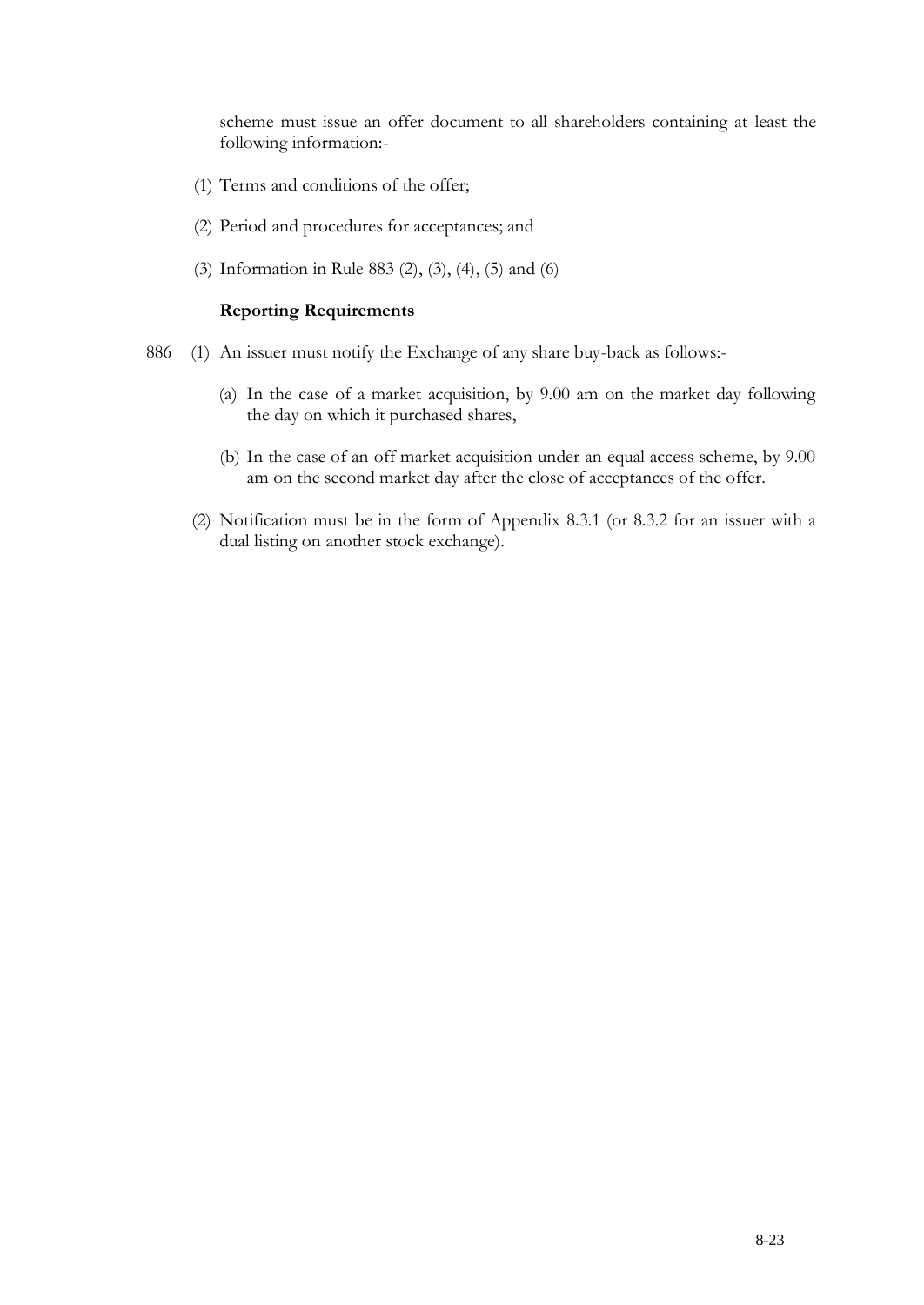scheme must issue an offer document to all shareholders containing at least the following information:-

(1) Terms and conditions of the offer;

(2) Period and procedures for acceptances; and

(3) Information in Rule 883 (2), (3), (4), (5) and (6)

**Reporting Requirements**

886 (1) An issuer must notify the Exchange of any share buy-back as follows:-

(a) In the case of a market acquisition, by 9.00 am on the market day following the day on which it purchased shares,

(b) In the case of an off market acquisition under an equal access scheme, by 9.00 am on the second market day after the close of acceptances of the offer.

(2) Notification must be in the form of Appendix 8.3.1 (or 8.3.2 for an issuer with a dual listing on another stock exchange).